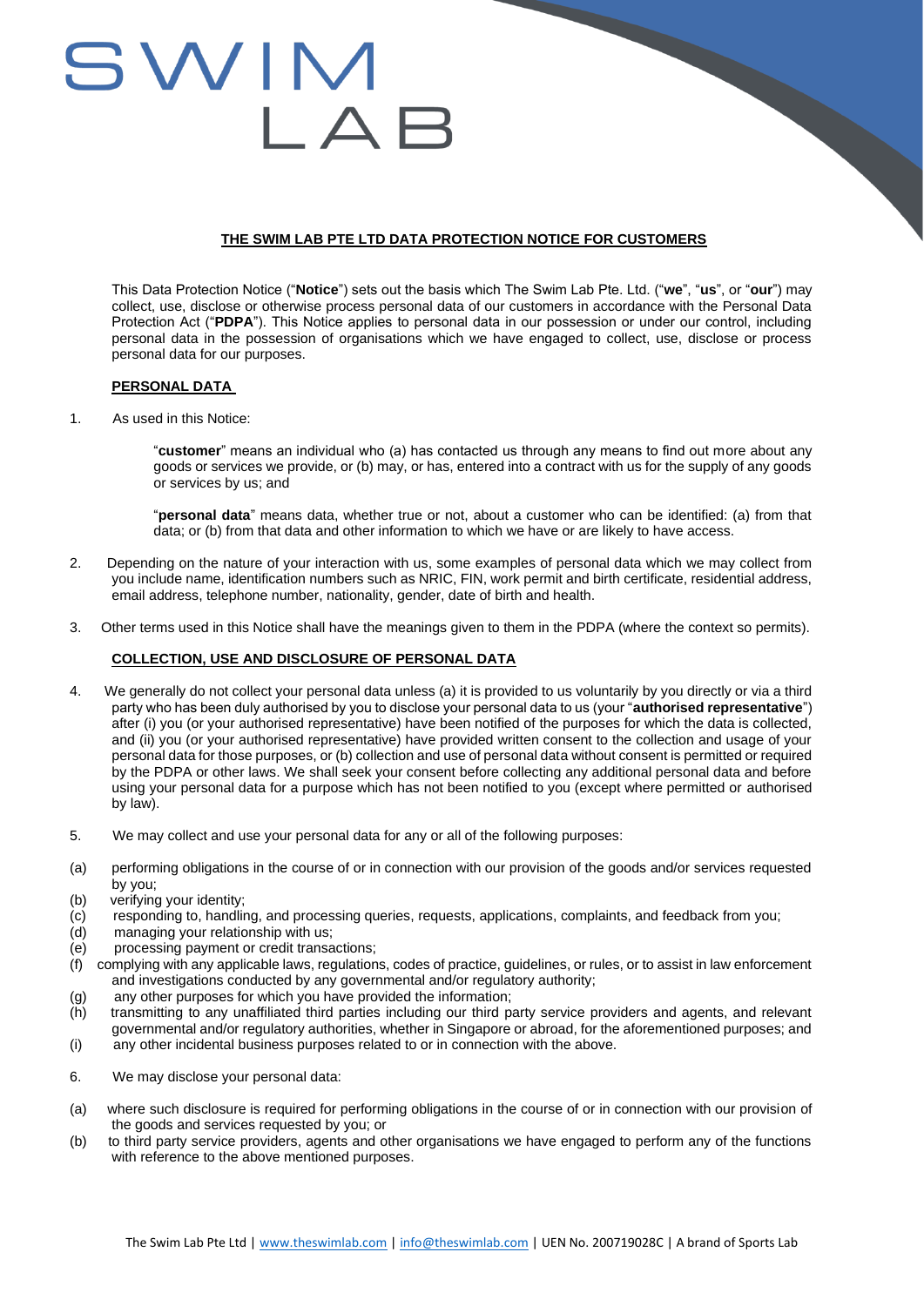# SWIM LAB

## THE SWIM LAB PTE LTD DATA PROTECTION NOTICE FOR CUSTOMERS

This Data Protection Notice ("**Notice**") sets out the basis which The Swim Lab Pte. Ltd. ("**we**", "**us**", or "**our**") may collect, use, disclose or otherwise process personal data of our customers in accordance with the Personal Data Protection Act ("**PDPA**"). This Notice applies to personal data in our possession or under our control, including personal data in the possession of organisations which we have engaged to collect, use, disclose or process personal data for our purposes.

### PERSONAL DATA

1. As used in this Notice:

   "**customer**" means an individual who (a) has contacted us through any means to find out more about any goods or services we provide, or (b) may, or has, entered into a contract with us for the supply of any goods or services by us; and

   "**personal data**" means data, whether true or not, about a customer who can be identified: (a) from that data; or (b) from that data and other information to which we have or are likely to have access.

2. Depending on the nature of your interaction with us, some examples of personal data which we may collect from you include name, identification numbers such as NRIC, FIN, work permit and birth certificate, residential address, email address, telephone number, nationality, gender, date of birth and health.

3. Other terms used in this Notice shall have the meanings given to them in the PDPA (where the context so permits).

### COLLECTION, USE AND DISCLOSURE OF PERSONAL DATA

4. We generally do not collect your personal data unless (a) it is provided to us voluntarily by you directly or via a third party who has been duly authorised by you to disclose your personal data to us (your "**authorised representative**") after (i) you (or your authorised representative) have been notified of the purposes for which the data is collected, and (ii) you (or your authorised representative) have provided written consent to the collection and usage of your personal data for those purposes, or (b) collection and use of personal data without consent is permitted or required by the PDPA or other laws. We shall seek your consent before collecting any additional personal data and before using your personal data for a purpose which has not been notified to you (except where permitted or authorised by law).

5. We may collect and use your personal data for any or all of the following purposes:

(a) performing obligations in the course of or in connection with our provision of the goods and/or services requested by you;
(b) verifying your identity;
(c) responding to, handling, and processing queries, requests, applications, complaints, and feedback from you;
(d) managing your relationship with us;
(e) processing payment or credit transactions;
(f) complying with any applicable laws, regulations, codes of practice, guidelines, or rules, or to assist in law enforcement and investigations conducted by any governmental and/or regulatory authority;
(g) any other purposes for which you have provided the information;
(h) transmitting to any unaffiliated third parties including our third party service providers and agents, and relevant governmental and/or regulatory authorities, whether in Singapore or abroad, for the aforementioned purposes; and
(i) any other incidental business purposes related to or in connection with the above.

6. We may disclose your personal data:

(a) where such disclosure is required for performing obligations in the course of or in connection with our provision of the goods and services requested by you; or
(b) to third party service providers, agents and other organisations we have engaged to perform any of the functions with reference to the above mentioned purposes.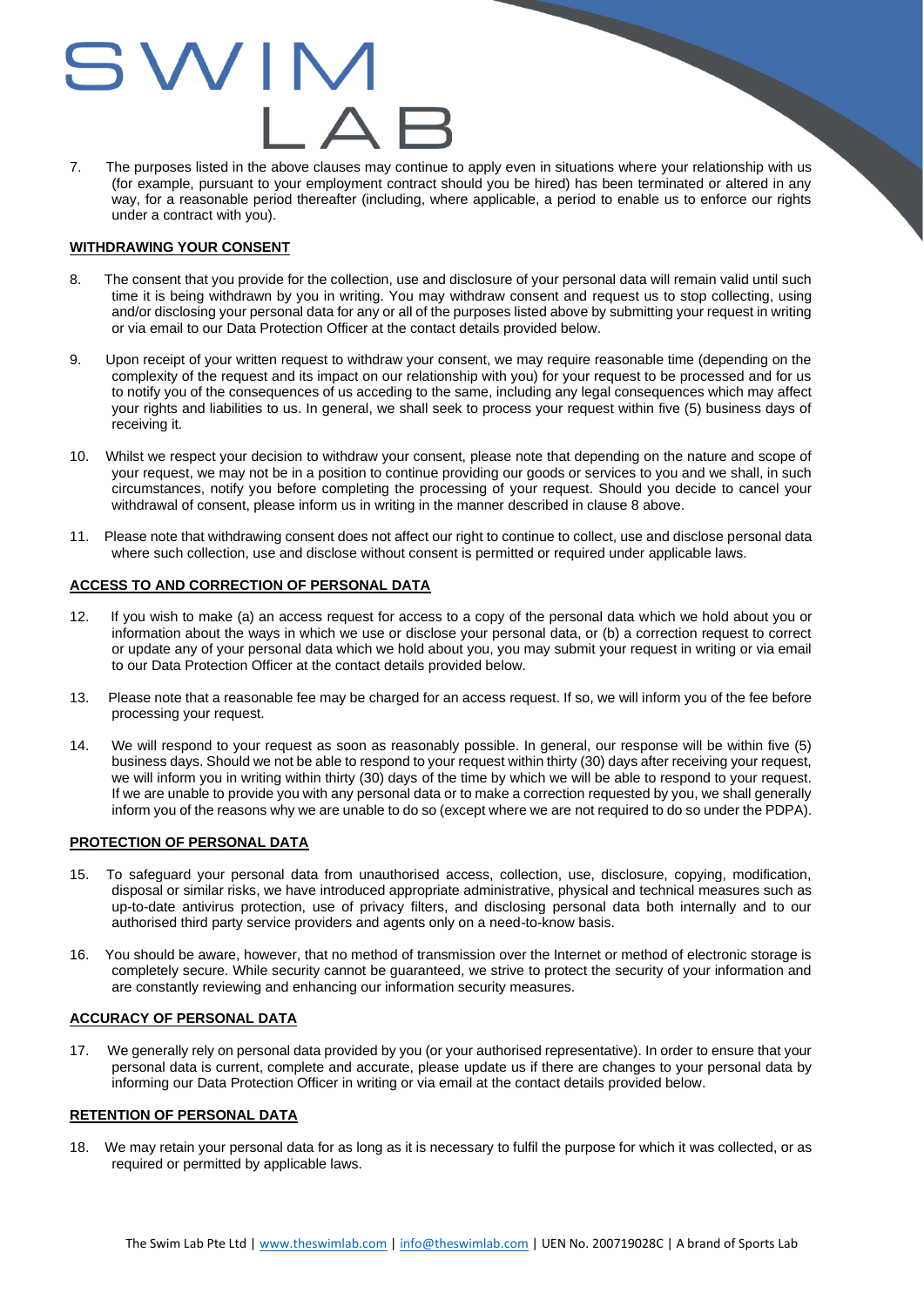7. The purposes listed in the above clauses may continue to apply even in situations where your relationship with us (for example, pursuant to your employment contract should you be hired) has been terminated or altered in any way, for a reasonable period thereafter (including, where applicable, a period to enable us to enforce our rights under a contract with you).

**WITHDRAWING YOUR CONSENT**

8. The consent that you provide for the collection, use and disclosure of your personal data will remain valid until such time it is being withdrawn by you in writing. You may withdraw consent and request us to stop collecting, using and/or disclosing your personal data for any or all of the purposes listed above by submitting your request in writing or via email to our Data Protection Officer at the contact details provided below.

9. Upon receipt of your written request to withdraw your consent, we may require reasonable time (depending on the complexity of the request and its impact on our relationship with you) for your request to be processed and for us to notify you of the consequences of us acceding to the same, including any legal consequences which may affect your rights and liabilities to us. In general, we shall seek to process your request within five (5) business days of receiving it.

10. Whilst we respect your decision to withdraw your consent, please note that depending on the nature and scope of your request, we may not be in a position to continue providing our goods or services to you and we shall, in such circumstances, notify you before completing the processing of your request. Should you decide to cancel your withdrawal of consent, please inform us in writing in the manner described in clause 8 above.

11. Please note that withdrawing consent does not affect our right to continue to collect, use and disclose personal data where such collection, use and disclose without consent is permitted or required under applicable laws.

**ACCESS TO AND CORRECTION OF PERSONAL DATA**

12. If you wish to make (a) an access request for access to a copy of the personal data which we hold about you or information about the ways in which we use or disclose your personal data, or (b) a correction request to correct or update any of your personal data which we hold about you, you may submit your request in writing or via email to our Data Protection Officer at the contact details provided below.

13. Please note that a reasonable fee may be charged for an access request. If so, we will inform you of the fee before processing your request.

14. We will respond to your request as soon as reasonably possible. In general, our response will be within five (5) business days. Should we not be able to respond to your request within thirty (30) days after receiving your request, we will inform you in writing within thirty (30) days of the time by which we will be able to respond to your request. If we are unable to provide you with any personal data or to make a correction requested by you, we shall generally inform you of the reasons why we are unable to do so (except where we are not required to do so under the PDPA).

**PROTECTION OF PERSONAL DATA**

15. To safeguard your personal data from unauthorised access, collection, use, disclosure, copying, modification, disposal or similar risks, we have introduced appropriate administrative, physical and technical measures such as up-to-date antivirus protection, use of privacy filters, and disclosing personal data both internally and to our authorised third party service providers and agents only on a need-to-know basis.

16. You should be aware, however, that no method of transmission over the Internet or method of electronic storage is completely secure. While security cannot be guaranteed, we strive to protect the security of your information and are constantly reviewing and enhancing our information security measures.

**ACCURACY OF PERSONAL DATA**

17. We generally rely on personal data provided by you (or your authorised representative). In order to ensure that your personal data is current, complete and accurate, please update us if there are changes to your personal data by informing our Data Protection Officer in writing or via email at the contact details provided below.

**RETENTION OF PERSONAL DATA**

18. We may retain your personal data for as long as it is necessary to fulfil the purpose for which it was collected, or as required or permitted by applicable laws.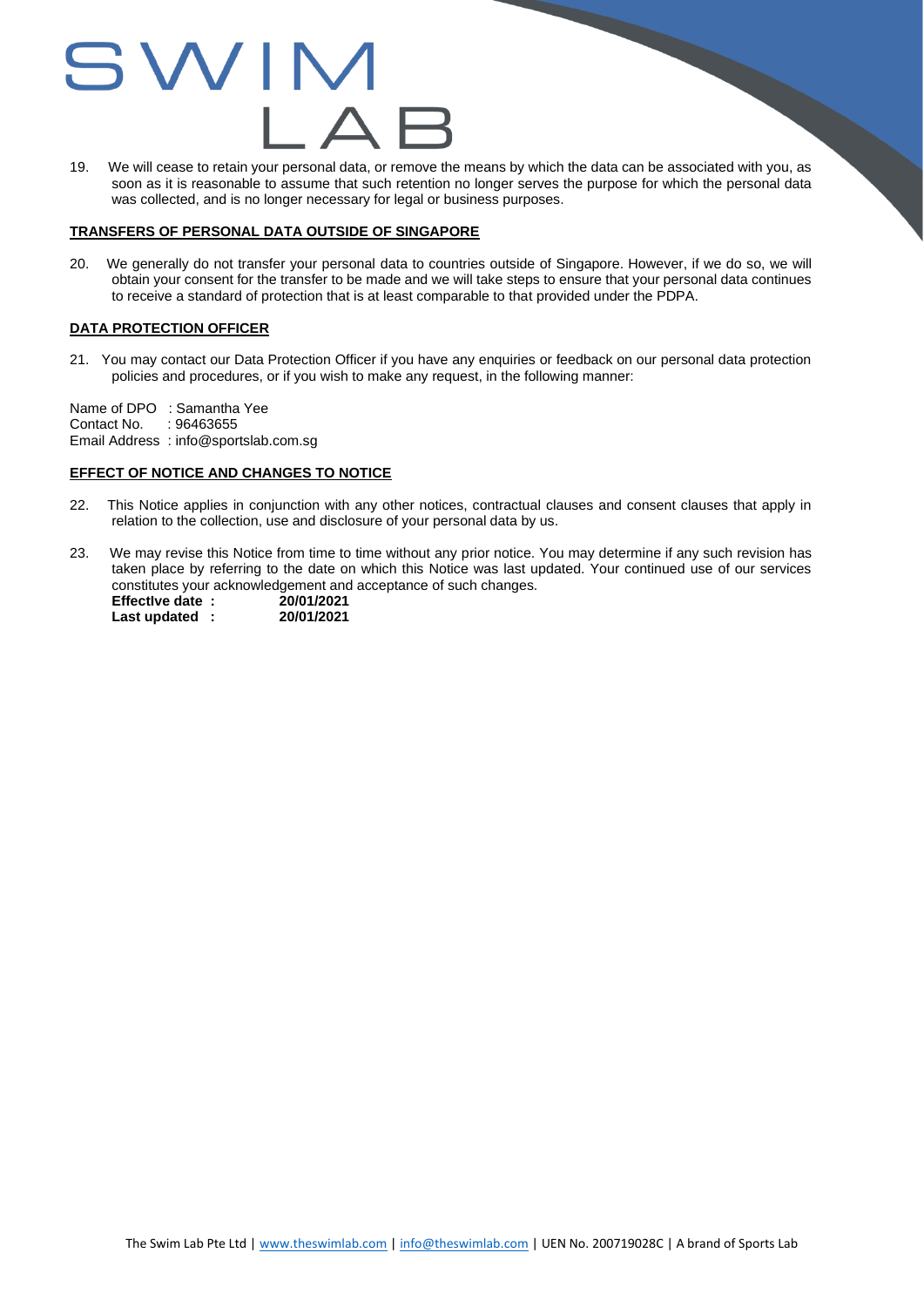19. We will cease to retain your personal data, or remove the means by which the data can be associated with you, as soon as it is reasonable to assume that such retention no longer serves the purpose for which the personal data was collected, and is no longer necessary for legal or business purposes.

**TRANSFERS OF PERSONAL DATA OUTSIDE OF SINGAPORE**

20. We generally do not transfer your personal data to countries outside of Singapore. However, if we do so, we will obtain your consent for the transfer to be made and we will take steps to ensure that your personal data continues to receive a standard of protection that is at least comparable to that provided under the PDPA.

**DATA PROTECTION OFFICER**

21. You may contact our Data Protection Officer if you have any enquiries or feedback on our personal data protection policies and procedures, or if you wish to make any request, in the following manner:

Name of DPO : Samantha Yee
Contact No. : 96463655
Email Address : info@sportslab.com.sg

**EFFECT OF NOTICE AND CHANGES TO NOTICE**

22. This Notice applies in conjunction with any other notices, contractual clauses and consent clauses that apply in relation to the collection, use and disclosure of your personal data by us.

23. We may revise this Notice from time to time without any prior notice. You may determine if any such revision has taken place by referring to the date on which this Notice was last updated. Your continued use of our services constitutes your acknowledgement and acceptance of such changes.

**Effective date : 20/01/2021**
**Last updated : 20/01/2021**